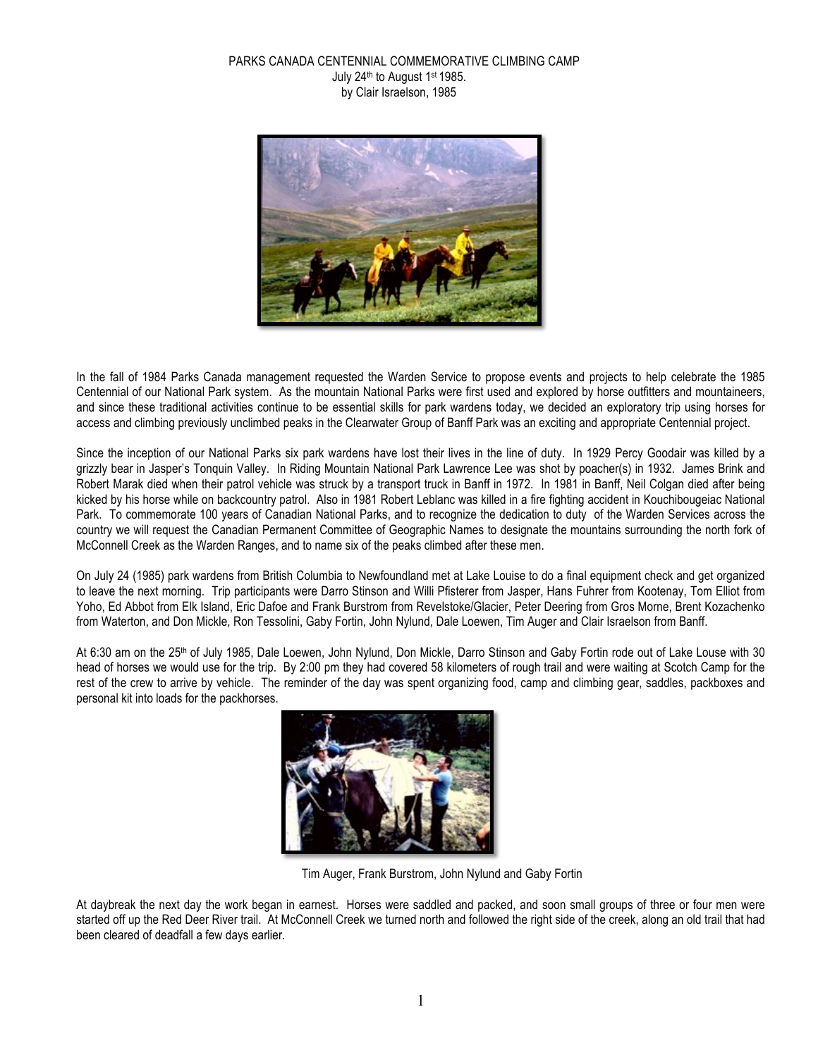# PARKS CANADA CENTENNIAL COMMEMORATIVE CLIMBING CAMP

July 24th to August 1st 1985.
by Clair Israelson, 1985

In the fall of 1984 Parks Canada management requested the Warden Service to propose events and projects to help celebrate the 1985 Centennial of our National Park system. As the mountain National Parks were first used and explored by horse outfitters and mountaineers, and since these traditional activities continue to be essential skills for park wardens today, we decided an exploratory trip using horses for access and climbing previously unclimbed peaks in the Clearwater Group of Banff Park was an exciting and appropriate Centennial project.

Since the inception of our National Parks six park wardens have lost their lives in the line of duty. In 1929 Percy Goodair was killed by a grizzly bear in Jasper's Tonquin Valley. In Riding Mountain National Park Lawrence Lee was shot by poacher(s) in 1932. James Brink and Robert Marak died when their patrol vehicle was struck by a transport truck in Banff in 1972. In 1981 in Banff, Neil Colgan died after being kicked by his horse while on backcountry patrol. Also in 1981 Robert Leblanc was killed in a fire fighting accident in Kouchibougeiac National Park. To commemorate 100 years of Canadian National Parks, and to recognize the dedication to duty of the Warden Services across the country we will request the Canadian Permanent Committee of Geographic Names to designate the mountains surrounding the north fork of McConnell Creek as the Warden Ranges, and to name six of the peaks climbed after these men.

On July 24 (1985) park wardens from British Columbia to Newfoundland met at Lake Louise to do a final equipment check and get organized to leave the next morning. Trip participants were Darro Stinson and Willi Pfisterer from Jasper, Hans Fuhrer from Kootenay, Tom Elliot from Yoho, Ed Abbot from Elk Island, Eric Dafoe and Frank Burstrom from Revelstoke/Glacier, Peter Deering from Gros Morne, Brent Kozachenko from Waterton, and Don Mickle, Ron Tessolini, Gaby Fortin, John Nylund, Dale Loewen, Tim Auger and Clair Israelson from Banff.

At 6:30 am on the 25th of July 1985, Dale Loewen, John Nylund, Don Mickle, Darro Stinson and Gaby Fortin rode out of Lake Louse with 30 head of horses we would use for the trip. By 2:00 pm they had covered 58 kilometers of rough trail and were waiting at Scotch Camp for the rest of the crew to arrive by vehicle. The reminder of the day was spent organizing food, camp and climbing gear, saddles, packboxes and personal kit into loads for the packhorses.

Tim Auger, Frank Burstrom, John Nylund and Gaby Fortin

At daybreak the next day the work began in earnest. Horses were saddled and packed, and soon small groups of three or four men were started off up the Red Deer River trail. At McConnell Creek we turned north and followed the right side of the creek, along an old trail that had been cleared of deadfall a few days earlier.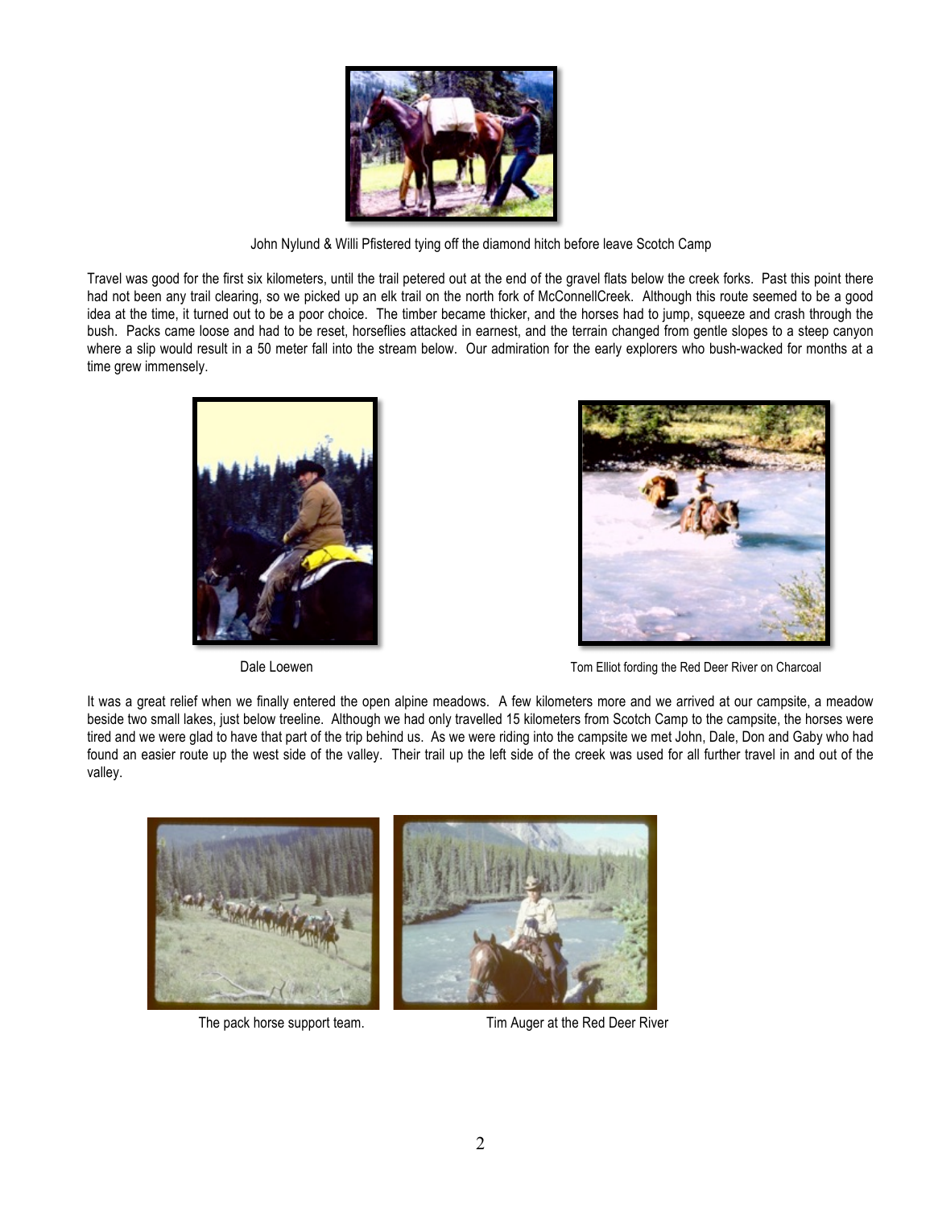John Nylund & Willi Pfistered tying off the diamond hitch before leave Scotch Camp

Travel was good for the first six kilometers, until the trail petered out at the end of the gravel flats below the creek forks. Past this point there had not been any trail clearing, so we picked up an elk trail on the north fork of McConnellCreek. Although this route seemed to be a good idea at the time, it turned out to be a poor choice. The timber became thicker, and the horses had to jump, squeeze and crash through the bush. Packs came loose and had to be reset, horseflies attacked in earnest, and the terrain changed from gentle slopes to a steep canyon where a slip would result in a 50 meter fall into the stream below. Our admiration for the early explorers who bush-wacked for months at a time grew immensely.

Dale Loewen

Tom Elliot fording the Red Deer River on Charcoal

It was a great relief when we finally entered the open alpine meadows. A few kilometers more and we arrived at our campsite, a meadow beside two small lakes, just below treeline. Although we had only travelled 15 kilometers from Scotch Camp to the campsite, the horses were tired and we were glad to have that part of the trip behind us. As we were riding into the campsite we met John, Dale, Don and Gaby who had found an easier route up the west side of the valley. Their trail up the left side of the creek was used for all further travel in and out of the valley.

The pack horse support team.

Tim Auger at the Red Deer River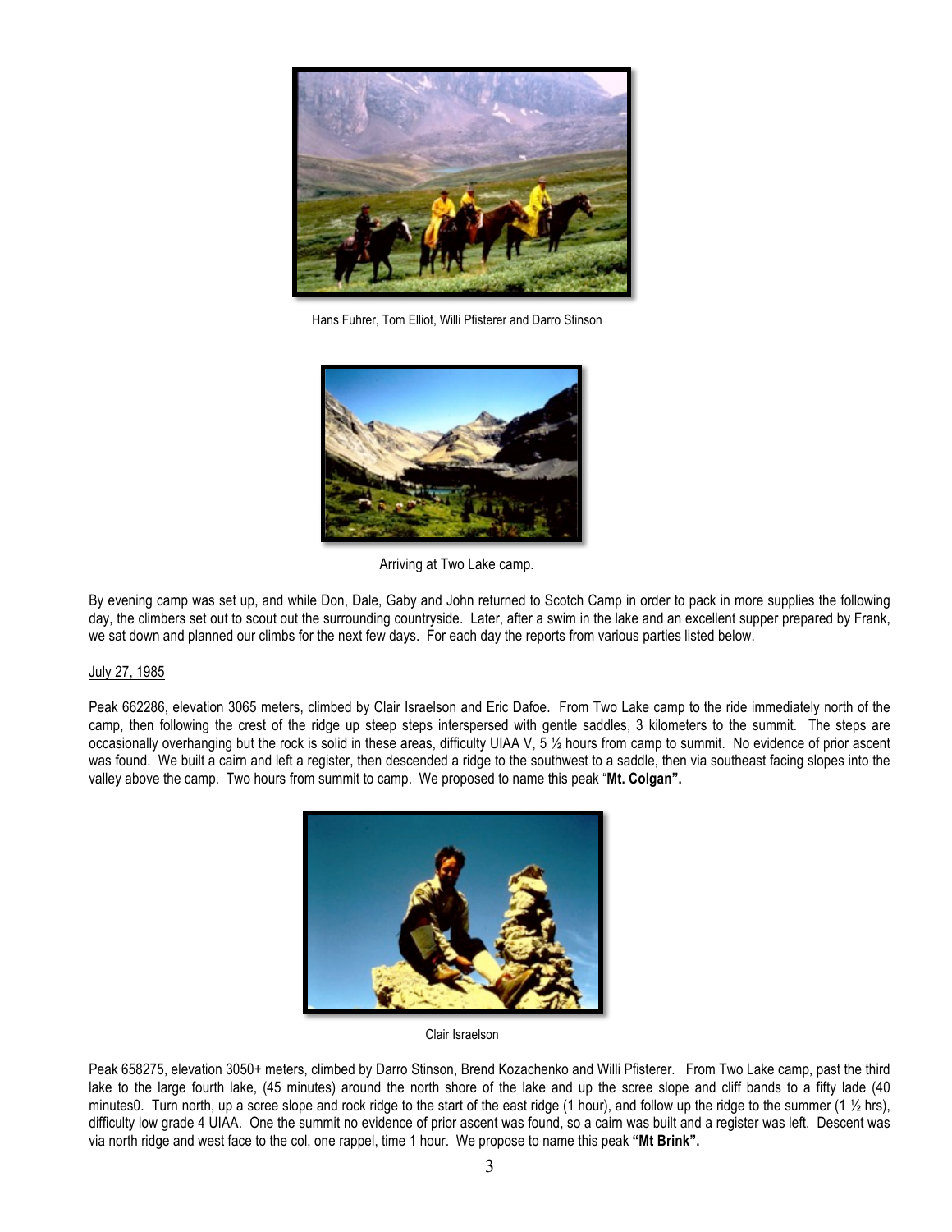Hans Fuhrer, Tom Elliot, Willi Pfisterer and Darro Stinson

Arriving at Two Lake camp.

By evening camp was set up, and while Don, Dale, Gaby and John returned to Scotch Camp in order to pack in more supplies the following day, the climbers set out to scout out the surrounding countryside. Later, after a swim in the lake and an excellent supper prepared by Frank, we sat down and planned our climbs for the next few days. For each day the reports from various parties listed below.

<u>July 27, 1985</u>

Peak 662286, elevation 3065 meters, climbed by Clair Israelson and Eric Dafoe. From Two Lake camp to the ride immediately north of the camp, then following the crest of the ridge up steep steps interspersed with gentle saddles, 3 kilometers to the summit. The steps are occasionally overhanging but the rock is solid in these areas, difficulty UIAA V, 5 ½ hours from camp to summit. No evidence of prior ascent was found. We built a cairn and left a register, then descended a ridge to the southwest to a saddle, then via southeast facing slopes into the valley above the camp. Two hours from summit to camp. We proposed to name this peak "**Mt. Colgan".**

Clair Israelson

Peak 658275, elevation 3050+ meters, climbed by Darro Stinson, Brend Kozachenko and Willi Pfisterer. From Two Lake camp, past the third lake to the large fourth lake, (45 minutes) around the north shore of the lake and up the scree slope and cliff bands to a fifty lade (40 minutes0. Turn north, up a scree slope and rock ridge to the start of the east ridge (1 hour), and follow up the ridge to the summer (1 ½ hrs), difficulty low grade 4 UIAA. One the summit no evidence of prior ascent was found, so a cairn was built and a register was left. Descent was via north ridge and west face to the col, one rappel, time 1 hour. We propose to name this peak **"Mt Brink".**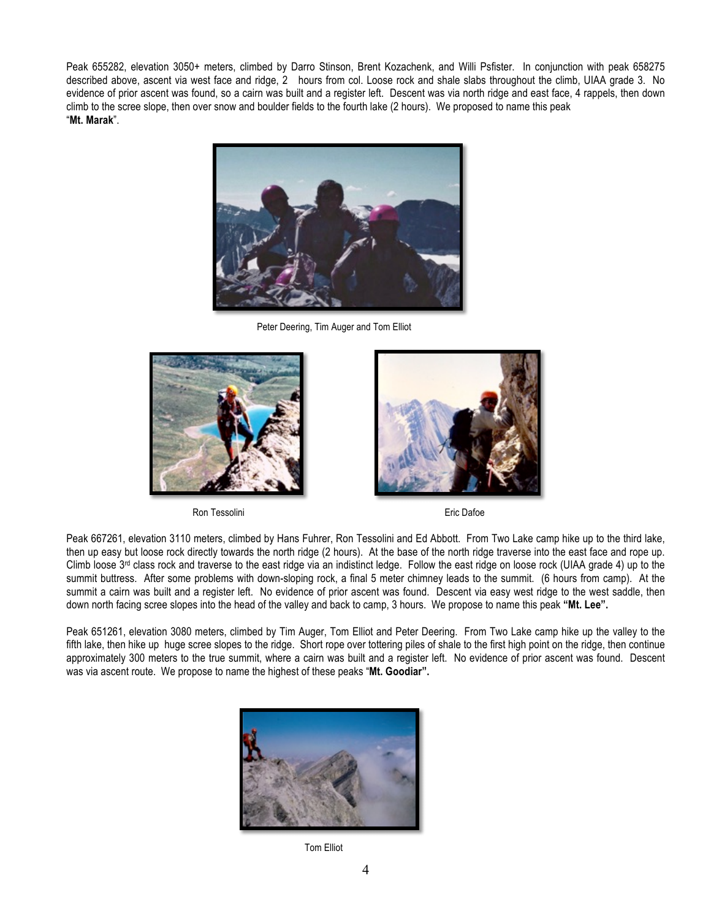Peak 655282, elevation 3050+ meters, climbed by Darro Stinson, Brent Kozachenk, and Willi Psfister. In conjunction with peak 658275 described above, ascent via west face and ridge, 2 hours from col. Loose rock and shale slabs throughout the climb, UIAA grade 3. No evidence of prior ascent was found, so a cairn was built and a register left. Descent was via north ridge and east face, 4 rappels, then down climb to the scree slope, then over snow and boulder fields to the fourth lake (2 hours). We proposed to name this peak "**Mt. Marak**".

Peter Deering, Tim Auger and Tom Elliot

Ron Tessolini

Eric Dafoe

Peak 667261, elevation 3110 meters, climbed by Hans Fuhrer, Ron Tessolini and Ed Abbott. From Two Lake camp hike up to the third lake, then up easy but loose rock directly towards the north ridge (2 hours). At the base of the north ridge traverse into the east face and rope up. Climb loose 3rd class rock and traverse to the east ridge via an indistinct ledge. Follow the east ridge on loose rock (UIAA grade 4) up to the summit buttress. After some problems with down-sloping rock, a final 5 meter chimney leads to the summit. (6 hours from camp). At the summit a cairn was built and a register left. No evidence of prior ascent was found. Descent via easy west ridge to the west saddle, then down north facing scree slopes into the head of the valley and back to camp, 3 hours. We propose to name this peak **"Mt. Lee".**

Peak 651261, elevation 3080 meters, climbed by Tim Auger, Tom Elliot and Peter Deering. From Two Lake camp hike up the valley to the fifth lake, then hike up huge scree slopes to the ridge. Short rope over tottering piles of shale to the first high point on the ridge, then continue approximately 300 meters to the true summit, where a cairn was built and a register left. No evidence of prior ascent was found. Descent was via ascent route. We propose to name the highest of these peaks "**Mt. Goodiar".**

Tom Elliot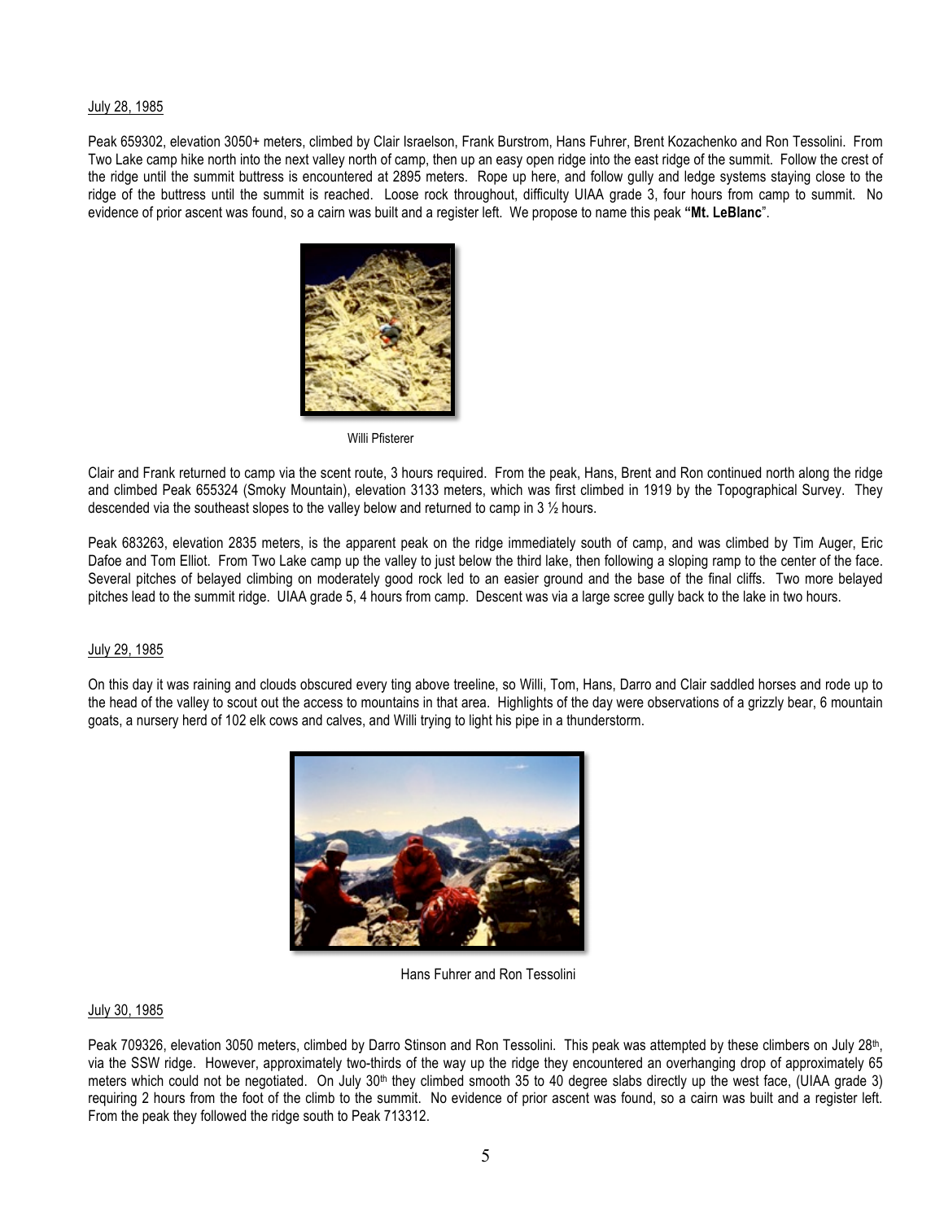July 28, 1985

Peak 659302, elevation 3050+ meters, climbed by Clair Israelson, Frank Burstrom, Hans Fuhrer, Brent Kozachenko and Ron Tessolini. From Two Lake camp hike north into the next valley north of camp, then up an easy open ridge into the east ridge of the summit. Follow the crest of the ridge until the summit buttress is encountered at 2895 meters. Rope up here, and follow gully and ledge systems staying close to the ridge of the buttress until the summit is reached. Loose rock throughout, difficulty UIAA grade 3, four hours from camp to summit. No evidence of prior ascent was found, so a cairn was built and a register left. We propose to name this peak **"Mt. LeBlanc**".

Willi Pfisterer

Clair and Frank returned to camp via the scent route, 3 hours required. From the peak, Hans, Brent and Ron continued north along the ridge and climbed Peak 655324 (Smoky Mountain), elevation 3133 meters, which was first climbed in 1919 by the Topographical Survey. They descended via the southeast slopes to the valley below and returned to camp in 3 ½ hours.

Peak 683263, elevation 2835 meters, is the apparent peak on the ridge immediately south of camp, and was climbed by Tim Auger, Eric Dafoe and Tom Elliot. From Two Lake camp up the valley to just below the third lake, then following a sloping ramp to the center of the face. Several pitches of belayed climbing on moderately good rock led to an easier ground and the base of the final cliffs. Two more belayed pitches lead to the summit ridge. UIAA grade 5, 4 hours from camp. Descent was via a large scree gully back to the lake in two hours.

July 29, 1985

On this day it was raining and clouds obscured every ting above treeline, so Willi, Tom, Hans, Darro and Clair saddled horses and rode up to the head of the valley to scout out the access to mountains in that area. Highlights of the day were observations of a grizzly bear, 6 mountain goats, a nursery herd of 102 elk cows and calves, and Willi trying to light his pipe in a thunderstorm.

Hans Fuhrer and Ron Tessolini

July 30, 1985

Peak 709326, elevation 3050 meters, climbed by Darro Stinson and Ron Tessolini. This peak was attempted by these climbers on July 28th, via the SSW ridge. However, approximately two-thirds of the way up the ridge they encountered an overhanging drop of approximately 65 meters which could not be negotiated. On July 30th they climbed smooth 35 to 40 degree slabs directly up the west face, (UIAA grade 3) requiring 2 hours from the foot of the climb to the summit. No evidence of prior ascent was found, so a cairn was built and a register left. From the peak they followed the ridge south to Peak 713312.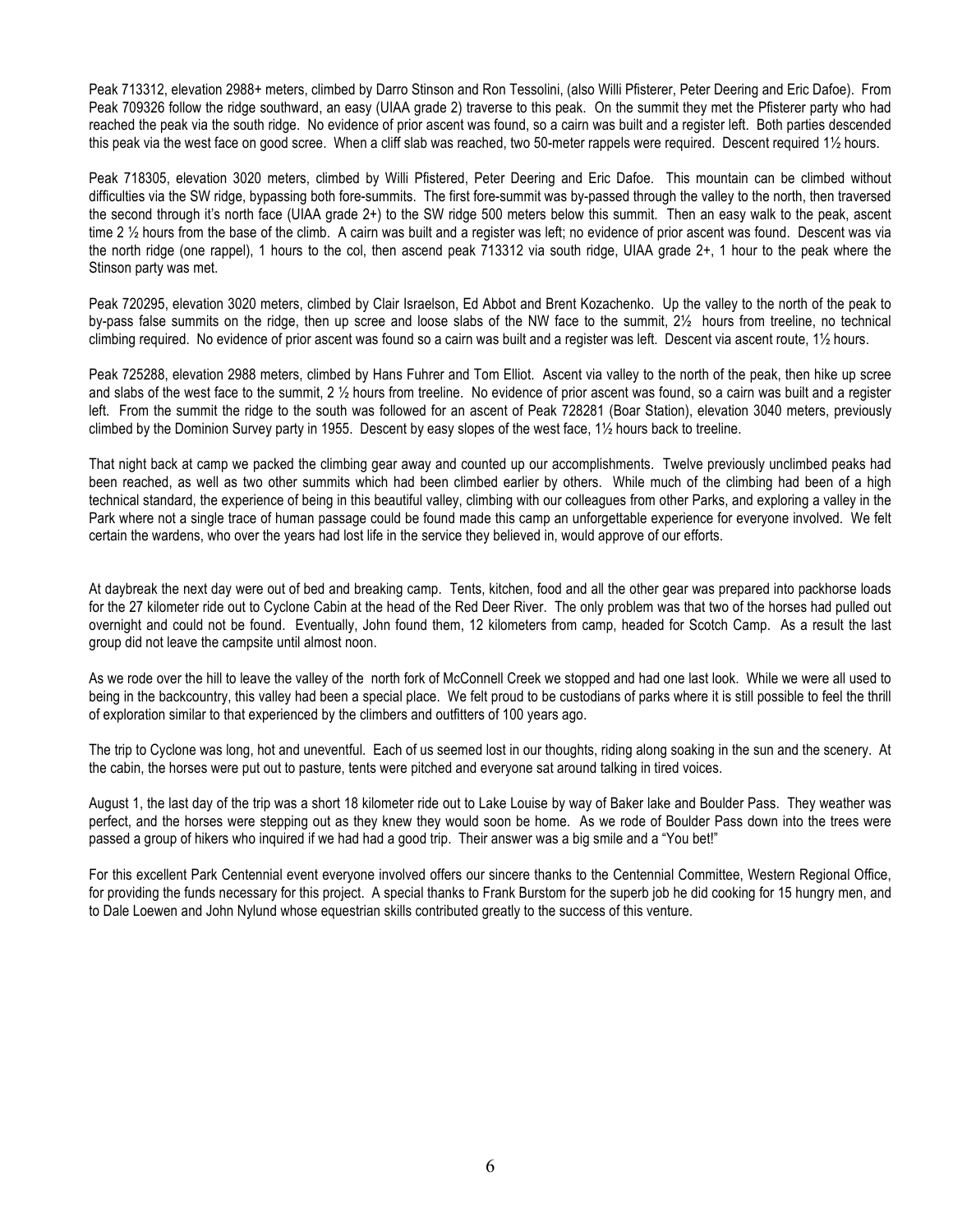Peak 713312, elevation 2988+ meters, climbed by Darro Stinson and Ron Tessolini, (also Willi Pfisterer, Peter Deering and Eric Dafoe). From Peak 709326 follow the ridge southward, an easy (UIAA grade 2) traverse to this peak. On the summit they met the Pfisterer party who had reached the peak via the south ridge. No evidence of prior ascent was found, so a cairn was built and a register left. Both parties descended this peak via the west face on good scree. When a cliff slab was reached, two 50-meter rappels were required. Descent required 1½ hours.

Peak 718305, elevation 3020 meters, climbed by Willi Pfistered, Peter Deering and Eric Dafoe. This mountain can be climbed without difficulties via the SW ridge, bypassing both fore-summits. The first fore-summit was by-passed through the valley to the north, then traversed the second through it's north face (UIAA grade 2+) to the SW ridge 500 meters below this summit. Then an easy walk to the peak, ascent time 2 ½ hours from the base of the climb. A cairn was built and a register was left; no evidence of prior ascent was found. Descent was via the north ridge (one rappel), 1 hours to the col, then ascend peak 713312 via south ridge, UIAA grade 2+, 1 hour to the peak where the Stinson party was met.

Peak 720295, elevation 3020 meters, climbed by Clair Israelson, Ed Abbot and Brent Kozachenko. Up the valley to the north of the peak to by-pass false summits on the ridge, then up scree and loose slabs of the NW face to the summit, 2½ hours from treeline, no technical climbing required. No evidence of prior ascent was found so a cairn was built and a register was left. Descent via ascent route, 1½ hours.

Peak 725288, elevation 2988 meters, climbed by Hans Fuhrer and Tom Elliot. Ascent via valley to the north of the peak, then hike up scree and slabs of the west face to the summit, 2 ½ hours from treeline. No evidence of prior ascent was found, so a cairn was built and a register left. From the summit the ridge to the south was followed for an ascent of Peak 728281 (Boar Station), elevation 3040 meters, previously climbed by the Dominion Survey party in 1955. Descent by easy slopes of the west face, 1½ hours back to treeline.

That night back at camp we packed the climbing gear away and counted up our accomplishments. Twelve previously unclimbed peaks had been reached, as well as two other summits which had been climbed earlier by others. While much of the climbing had been of a high technical standard, the experience of being in this beautiful valley, climbing with our colleagues from other Parks, and exploring a valley in the Park where not a single trace of human passage could be found made this camp an unforgettable experience for everyone involved. We felt certain the wardens, who over the years had lost life in the service they believed in, would approve of our efforts.

At daybreak the next day were out of bed and breaking camp. Tents, kitchen, food and all the other gear was prepared into packhorse loads for the 27 kilometer ride out to Cyclone Cabin at the head of the Red Deer River. The only problem was that two of the horses had pulled out overnight and could not be found. Eventually, John found them, 12 kilometers from camp, headed for Scotch Camp. As a result the last group did not leave the campsite until almost noon.

As we rode over the hill to leave the valley of the north fork of McConnell Creek we stopped and had one last look. While we were all used to being in the backcountry, this valley had been a special place. We felt proud to be custodians of parks where it is still possible to feel the thrill of exploration similar to that experienced by the climbers and outfitters of 100 years ago.

The trip to Cyclone was long, hot and uneventful. Each of us seemed lost in our thoughts, riding along soaking in the sun and the scenery. At the cabin, the horses were put out to pasture, tents were pitched and everyone sat around talking in tired voices.

August 1, the last day of the trip was a short 18 kilometer ride out to Lake Louise by way of Baker lake and Boulder Pass. They weather was perfect, and the horses were stepping out as they knew they would soon be home. As we rode of Boulder Pass down into the trees were passed a group of hikers who inquired if we had had a good trip. Their answer was a big smile and a "You bet!"

For this excellent Park Centennial event everyone involved offers our sincere thanks to the Centennial Committee, Western Regional Office, for providing the funds necessary for this project. A special thanks to Frank Burstom for the superb job he did cooking for 15 hungry men, and to Dale Loewen and John Nylund whose equestrian skills contributed greatly to the success of this venture.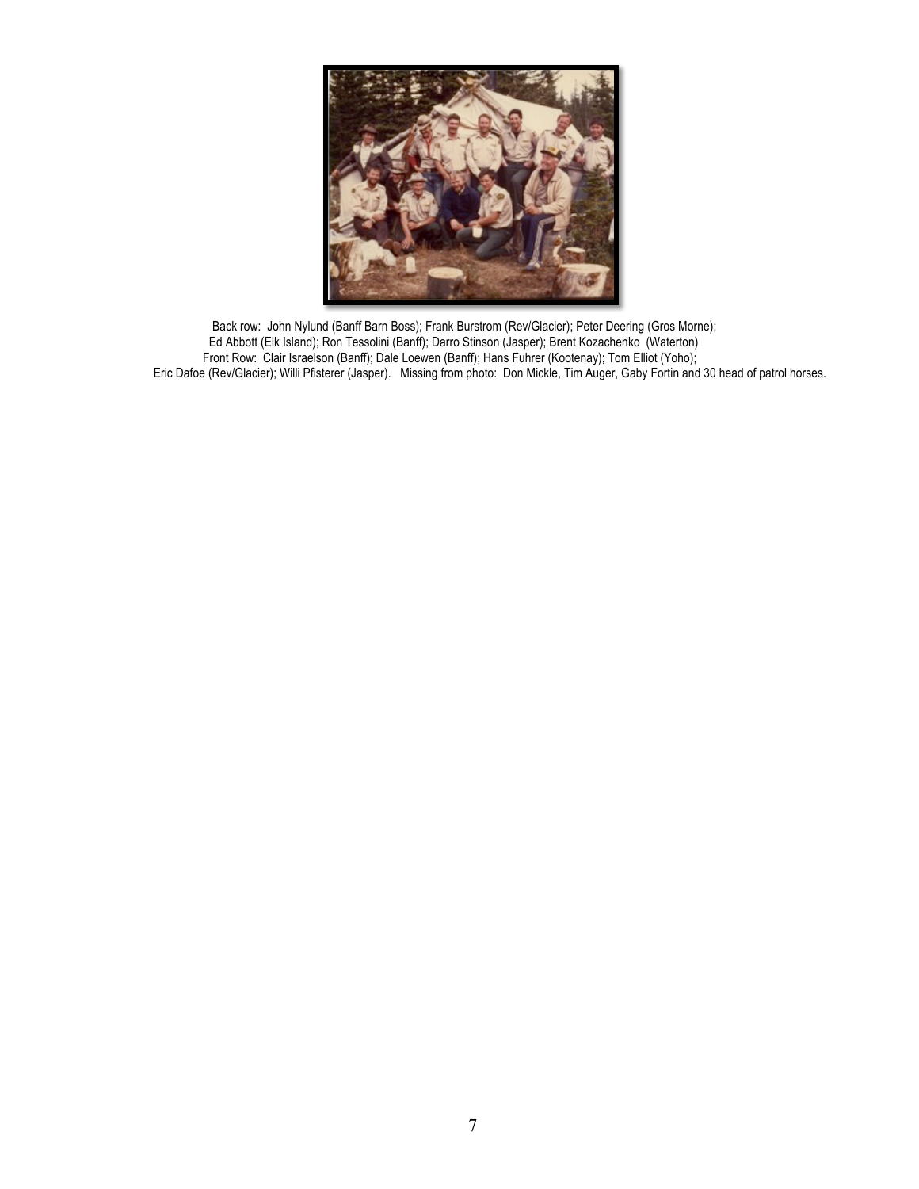Back row: John Nylund (Banff Barn Boss); Frank Burstrom (Rev/Glacier); Peter Deering (Gros Morne); Ed Abbott (Elk Island); Ron Tessolini (Banff); Darro Stinson (Jasper); Brent Kozachenko (Waterton)
Front Row: Clair Israelson (Banff); Dale Loewen (Banff); Hans Fuhrer (Kootenay); Tom Elliot (Yoho); Eric Dafoe (Rev/Glacier); Willi Pfisterer (Jasper). Missing from photo: Don Mickle, Tim Auger, Gaby Fortin and 30 head of patrol horses.